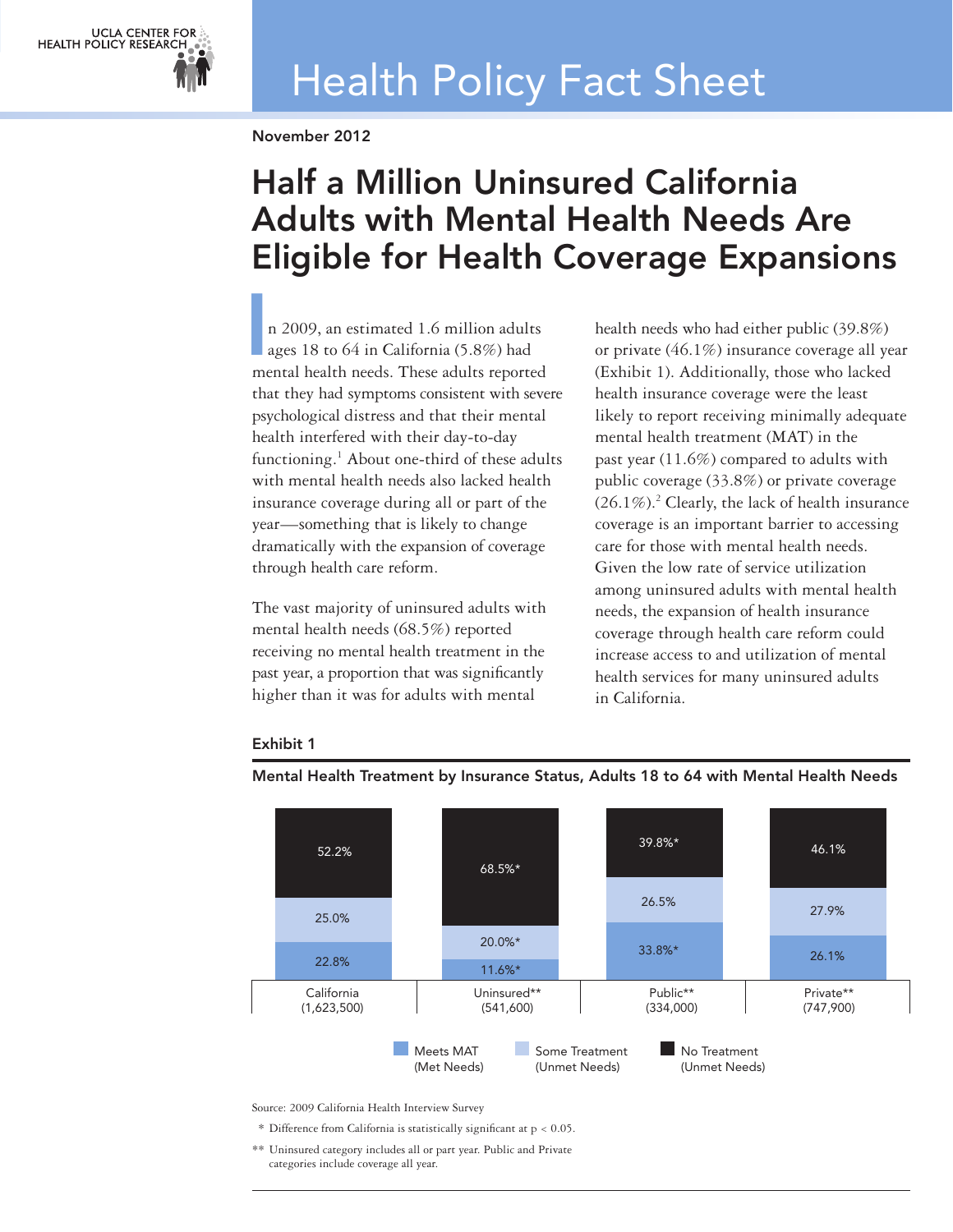UCLA CENTER FOR HEALTH POLICY RESEARCH

# Health Policy Fact Sheet

November 2012

## Half a Million Uninsured California Adults with Mental Health Needs Are Eligible for Health Coverage Expansions

In 2009, an estimated 1.6 million adults ages 18 to 64 in California (5.8%) had mental health needs. These adults reported that they had symptoms consistent with severe psychological distress and that their mental health interfered with their day-to-day functioning.[1] About one-third of these adults with mental health needs also lacked health insurance coverage during all or part of the year—something that is likely to change dramatically with the expansion of coverage through health care reform.

The vast majority of uninsured adults with mental health needs (68.5%) reported receiving no mental health treatment in the past year, a proportion that was significantly higher than it was for adults with mental health needs who had either public (39.8%) or private (46.1%) insurance coverage all year (Exhibit 1). Additionally, those who lacked health insurance coverage were the least likely to report receiving minimally adequate mental health treatment (MAT) in the past year (11.6%) compared to adults with public coverage (33.8%) or private coverage (26.1%).[2] Clearly, the lack of health insurance coverage is an important barrier to accessing care for those with mental health needs. Given the low rate of service utilization among uninsured adults with mental health needs, the expansion of health insurance coverage through health care reform could increase access to and utilization of mental health services for many uninsured adults in California.

### Exhibit 1

**Mental Health Treatment by Insurance Status, Adults 18 to 64 with Mental Health Needs**

| | California (1,623,500) | Uninsured** (541,600) | Public** (334,000) | Private** (747,900) |
|---|---|---|---|---|
| No Treatment (Unmet Needs) | 52.2% | 68.5%* | 39.8%* | 46.1% |
| Some Treatment (Unmet Needs) | 25.0% | 20.0%* | 26.5% | 27.9% |
| Meets MAT (Met Needs) | 22.8% | 11.6%* | 33.8%* | 26.1% |

Source: 2009 California Health Interview Survey

\* Difference from California is statistically significant at $p < 0.05$.

** Uninsured category includes all or part year. Public and Private categories include coverage all year.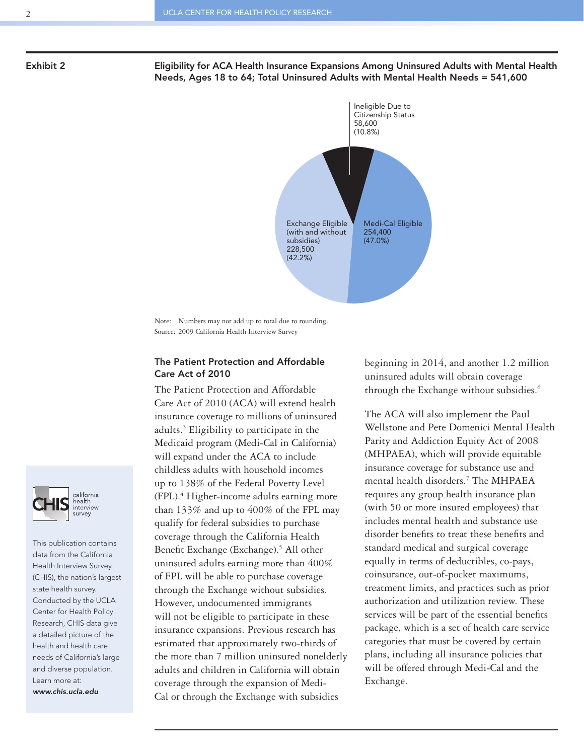**Exhibit 2**

**Eligibility for ACA Health Insurance Expansions Among Uninsured Adults with Mental Health Needs, Ages 18 to 64; Total Uninsured Adults with Mental Health Needs = 541,600**

Ineligible Due to Citizenship Status 58,600 (10.8%)

Medi-Cal Eligible 254,400 (47.0%)

Exchange Eligible (with and without subsidies) 228,500 (42.2%)

Note: Numbers may not add up to total due to rounding.
Source: 2009 California Health Interview Survey

### The Patient Protection and Affordable Care Act of 2010

The Patient Protection and Affordable Care Act of 2010 (ACA) will extend health insurance coverage to millions of uninsured adults.[3] Eligibility to participate in the Medicaid program (Medi-Cal in California) will expand under the ACA to include childless adults with household incomes up to 138% of the Federal Poverty Level (FPL).[4] Higher-income adults earning more than 133% and up to 400% of the FPL may qualify for federal subsidies to purchase coverage through the California Health Benefit Exchange (Exchange).[5] All other uninsured adults earning more than 400% of FPL will be able to purchase coverage through the Exchange without subsidies. However, undocumented immigrants will not be eligible to participate in these insurance expansions. Previous research has estimated that approximately two-thirds of the more than 7 million uninsured nonelderly adults and children in California will obtain coverage through the expansion of Medi-Cal or through the Exchange with subsidies beginning in 2014, and another 1.2 million uninsured adults will obtain coverage through the Exchange without subsidies.[6]

The ACA will also implement the Paul Wellstone and Pete Domenici Mental Health Parity and Addiction Equity Act of 2008 (MHPAEA), which will provide equitable insurance coverage for substance use and mental health disorders.[7] The MHPAEA requires any group health insurance plan (with 50 or more insured employees) that includes mental health and substance use disorder benefits to treat these benefits and standard medical and surgical coverage equally in terms of deductibles, co-pays, coinsurance, out-of-pocket maximums, treatment limits, and practices such as prior authorization and utilization review. These services will be part of the essential benefits package, which is a set of health care service categories that must be covered by certain plans, including all insurance policies that will be offered through Medi-Cal and the Exchange.

CHIS california health interview survey

This publication contains data from the California Health Interview Survey (CHIS), the nation's largest state health survey. Conducted by the UCLA Center for Health Policy Research, CHIS data give a detailed picture of the health and health care needs of California's large and diverse population. Learn more at: ***www.chis.ucla.edu***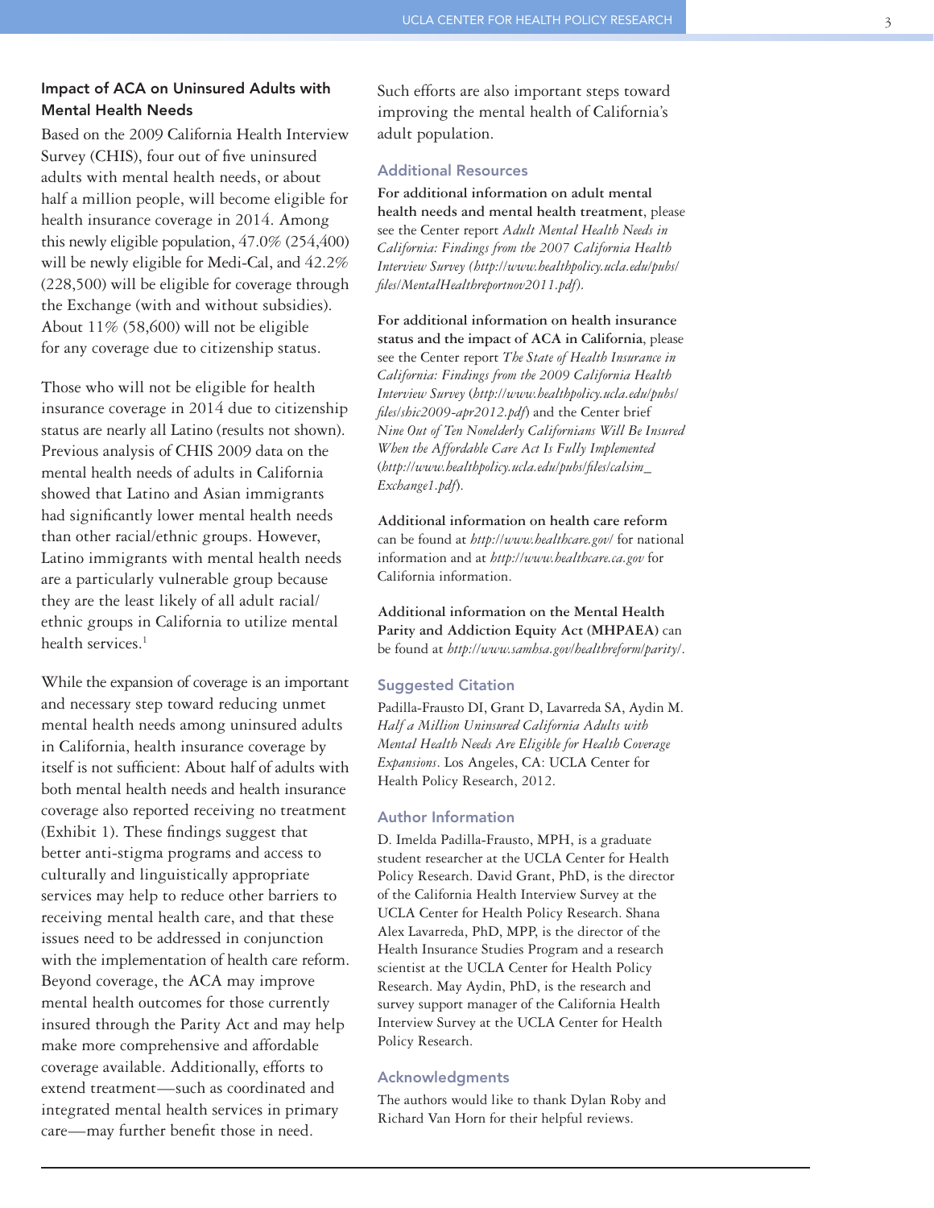### Impact of ACA on Uninsured Adults with Mental Health Needs

Based on the 2009 California Health Interview Survey (CHIS), four out of five uninsured adults with mental health needs, or about half a million people, will become eligible for health insurance coverage in 2014. Among this newly eligible population, 47.0% (254,400) will be newly eligible for Medi-Cal, and 42.2% (228,500) will be eligible for coverage through the Exchange (with and without subsidies). About 11% (58,600) will not be eligible for any coverage due to citizenship status.

Those who will not be eligible for health insurance coverage in 2014 due to citizenship status are nearly all Latino (results not shown). Previous analysis of CHIS 2009 data on the mental health needs of adults in California showed that Latino and Asian immigrants had significantly lower mental health needs than other racial/ethnic groups. However, Latino immigrants with mental health needs are a particularly vulnerable group because they are the least likely of all adult racial/ethnic groups in California to utilize mental health services.[1]

While the expansion of coverage is an important and necessary step toward reducing unmet mental health needs among uninsured adults in California, health insurance coverage by itself is not sufficient: About half of adults with both mental health needs and health insurance coverage also reported receiving no treatment (Exhibit 1). These findings suggest that better anti-stigma programs and access to culturally and linguistically appropriate services may help to reduce other barriers to receiving mental health care, and that these issues need to be addressed in conjunction with the implementation of health care reform. Beyond coverage, the ACA may improve mental health outcomes for those currently insured through the Parity Act and may help make more comprehensive and affordable coverage available. Additionally, efforts to extend treatment—such as coordinated and integrated mental health services in primary care—may further benefit those in need. Such efforts are also important steps toward improving the mental health of California's adult population.

### Additional Resources

**For additional information on adult mental health needs and mental health treatment**, please see the Center report *Adult Mental Health Needs in California: Findings from the 2007 California Health Interview Survey (http://www.healthpolicy.ucla.edu/pubs/files/MentalHealthreportnov2011.pdf).*

**For additional information on health insurance status and the impact of ACA in California**, please see the Center report *The State of Health Insurance in California: Findings from the 2009 California Health Interview Survey* (*http://www.healthpolicy.ucla.edu/pubs/files/shic2009-apr2012.pdf*) and the Center brief *Nine Out of Ten Nonelderly Californians Will Be Insured When the Affordable Care Act Is Fully Implemented* (*http://www.healthpolicy.ucla.edu/pubs/files/calsim_Exchange1.pdf*).

**Additional information on health care reform** can be found at *http://www.healthcare.gov/* for national information and at *http://www.healthcare.ca.gov* for California information.

**Additional information on the Mental Health Parity and Addiction Equity Act (MHPAEA)** can be found at *http://www.samhsa.gov/healthreform/parity/*.

### Suggested Citation

Padilla-Frausto DI, Grant D, Lavarreda SA, Aydin M. *Half a Million Uninsured California Adults with Mental Health Needs Are Eligible for Health Coverage Expansions*. Los Angeles, CA: UCLA Center for Health Policy Research, 2012.

### Author Information

D. Imelda Padilla-Frausto, MPH, is a graduate student researcher at the UCLA Center for Health Policy Research. David Grant, PhD, is the director of the California Health Interview Survey at the UCLA Center for Health Policy Research. Shana Alex Lavarreda, PhD, MPP, is the director of the Health Insurance Studies Program and a research scientist at the UCLA Center for Health Policy Research. May Aydin, PhD, is the research and survey support manager of the California Health Interview Survey at the UCLA Center for Health Policy Research.

### Acknowledgments

The authors would like to thank Dylan Roby and Richard Van Horn for their helpful reviews.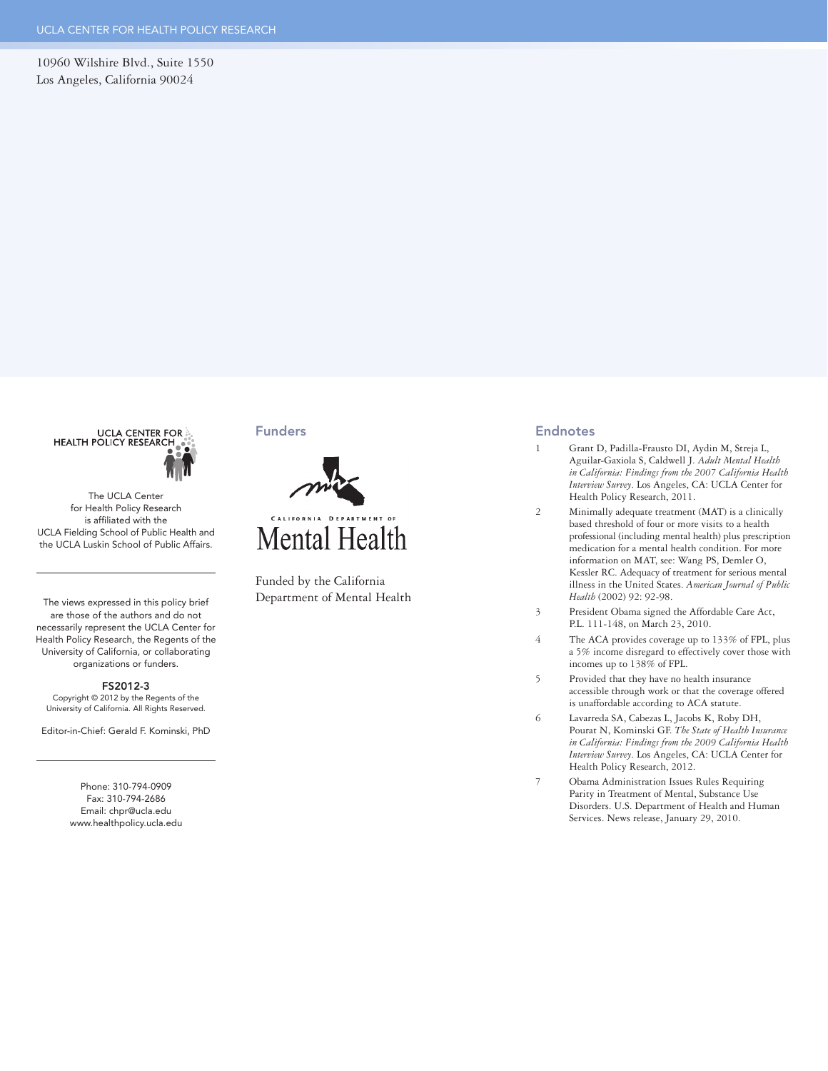10960 Wilshire Blvd., Suite 1550
Los Angeles, California 90024

UCLA CENTER FOR HEALTH POLICY RESEARCH

The UCLA Center for Health Policy Research is affiliated with the UCLA Fielding School of Public Health and the UCLA Luskin School of Public Affairs.

The views expressed in this policy brief are those of the authors and do not necessarily represent the UCLA Center for Health Policy Research, the Regents of the University of California, or collaborating organizations or funders.

**FS2012-3**
Copyright © 2012 by the Regents of the University of California. All Rights Reserved.

Editor-in-Chief: Gerald F. Kominski, PhD

Phone: 310-794-0909
Fax: 310-794-2686
Email: chpr@ucla.edu
www.healthpolicy.ucla.edu

## Funders

CALIFORNIA DEPARTMENT OF Mental Health

Funded by the California Department of Mental Health

## Endnotes

1. Grant D, Padilla-Frausto DI, Aydin M, Streja L, Aguilar-Gaxiola S, Caldwell J. *Adult Mental Health in California: Findings from the 2007 California Health Interview Survey*. Los Angeles, CA: UCLA Center for Health Policy Research, 2011.
2. Minimally adequate treatment (MAT) is a clinically based threshold of four or more visits to a health professional (including mental health) plus prescription medication for a mental health condition. For more information on MAT, see: Wang PS, Demler O, Kessler RC. Adequacy of treatment for serious mental illness in the United States. *American Journal of Public Health* (2002) 92: 92-98.
3. President Obama signed the Affordable Care Act, P.L. 111-148, on March 23, 2010.
4. The ACA provides coverage up to 133% of FPL, plus a 5% income disregard to effectively cover those with incomes up to 138% of FPL.
5. Provided that they have no health insurance accessible through work or that the coverage offered is unaffordable according to ACA statute.
6. Lavarreda SA, Cabezas L, Jacobs K, Roby DH, Pourat N, Kominski GF. *The State of Health Insurance in California: Findings from the 2009 California Health Interview Survey*. Los Angeles, CA: UCLA Center for Health Policy Research, 2012.
7. Obama Administration Issues Rules Requiring Parity in Treatment of Mental, Substance Use Disorders. U.S. Department of Health and Human Services. News release, January 29, 2010.